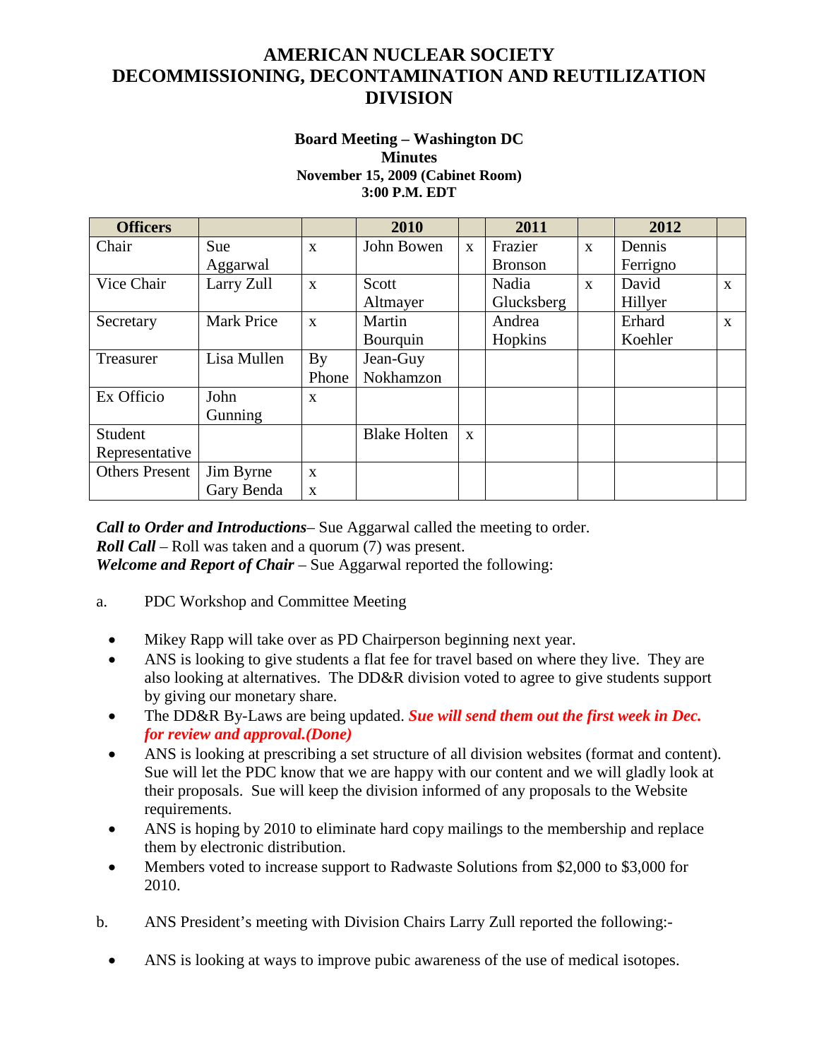# AMERICAN NUCLEAR SOCIETY
# DECOMMISSIONING, DECONTAMINATION AND REUTILIZATION DIVISION

### Board Meeting – Washington DC
### Minutes
**November 15, 2009 (Cabinet Room)**
**3:00 P.M. EDT**

| Officers | | | 2010 | | 2011 | | 2012 | |
|---|---|---|---|---|---|---|---|---|
| Chair | Sue Aggarwal | x | John Bowen | x | Frazier Bronson | x | Dennis Ferrigno | |
| Vice Chair | Larry Zull | x | Scott Altmayer | | Nadia Glucksberg | x | David Hillyer | x |
| Secretary | Mark Price | x | Martin Bourquin | | Andrea Hopkins | | Erhard Koehler | x |
| Treasurer | Lisa Mullen | By Phone | Jean-Guy Nokhamzon | | | | | |
| Ex Officio | John Gunning | x | | | | | | |
| Student Representative | | | Blake Holten | x | | | | |
| Others Present | Jim Byrne<br>Gary Benda | x<br>x | | | | | | |

***Call to Order and Introductions***– Sue Aggarwal called the meeting to order.
***Roll Call*** – Roll was taken and a quorum (7) was present.
***Welcome and Report of Chair*** – Sue Aggarwal reported the following:

a. PDC Workshop and Committee Meeting

- Mikey Rapp will take over as PD Chairperson beginning next year.
- ANS is looking to give students a flat fee for travel based on where they live. They are also looking at alternatives. The DD&R division voted to agree to give students support by giving our monetary share.
- The DD&R By-Laws are being updated. ***Sue will send them out the first week in Dec. for review and approval.(Done)***
- ANS is looking at prescribing a set structure of all division websites (format and content). Sue will let the PDC know that we are happy with our content and we will gladly look at their proposals. Sue will keep the division informed of any proposals to the Website requirements.
- ANS is hoping by 2010 to eliminate hard copy mailings to the membership and replace them by electronic distribution.
- Members voted to increase support to Radwaste Solutions from $2,000 to $3,000 for 2010.

b. ANS President's meeting with Division Chairs Larry Zull reported the following:-

- ANS is looking at ways to improve pubic awareness of the use of medical isotopes.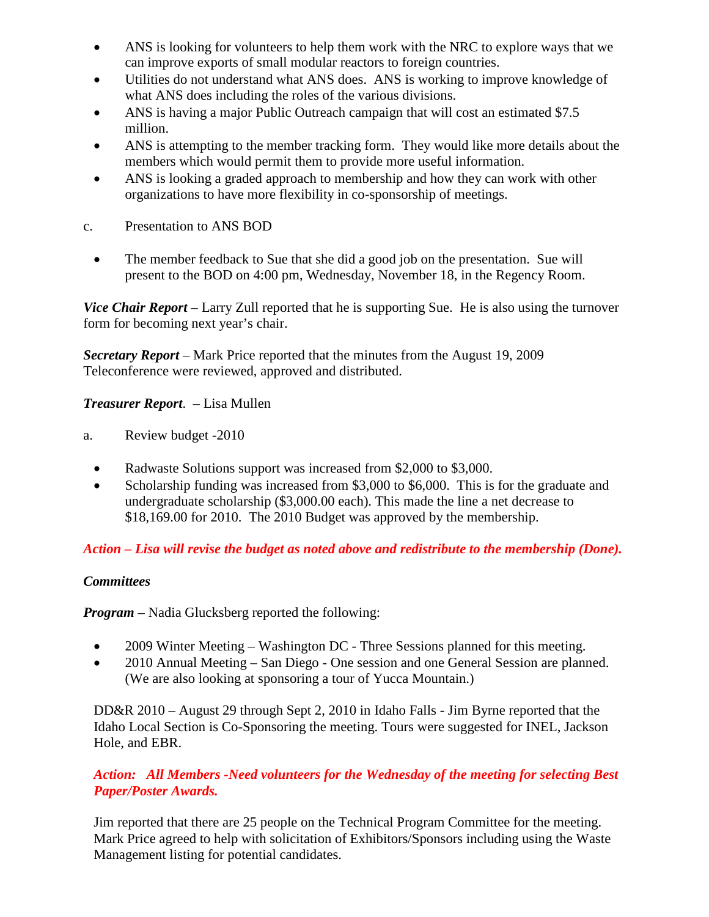- ANS is looking for volunteers to help them work with the NRC to explore ways that we can improve exports of small modular reactors to foreign countries.
- Utilities do not understand what ANS does. ANS is working to improve knowledge of what ANS does including the roles of the various divisions.
- ANS is having a major Public Outreach campaign that will cost an estimated $7.5 million.
- ANS is attempting to the member tracking form. They would like more details about the members which would permit them to provide more useful information.
- ANS is looking a graded approach to membership and how they can work with other organizations to have more flexibility in co-sponsorship of meetings.

c. Presentation to ANS BOD

- The member feedback to Sue that she did a good job on the presentation. Sue will present to the BOD on 4:00 pm, Wednesday, November 18, in the Regency Room.

***Vice Chair Report*** – Larry Zull reported that he is supporting Sue. He is also using the turnover form for becoming next year's chair.

***Secretary Report*** – Mark Price reported that the minutes from the August 19, 2009 Teleconference were reviewed, approved and distributed.

***Treasurer Report****.* – Lisa Mullen

a. Review budget -2010

- Radwaste Solutions support was increased from $2,000 to $3,000.
- Scholarship funding was increased from $3,000 to $6,000. This is for the graduate and undergraduate scholarship ($3,000.00 each). This made the line a net decrease to $18,169.00 for 2010. The 2010 Budget was approved by the membership.

***Action – Lisa will revise the budget as noted above and redistribute to the membership (Done).***

***Committees***

***Program*** – Nadia Glucksberg reported the following:

- 2009 Winter Meeting – Washington DC - Three Sessions planned for this meeting.
- 2010 Annual Meeting – San Diego - One session and one General Session are planned. (We are also looking at sponsoring a tour of Yucca Mountain.)

DD&R 2010 – August 29 through Sept 2, 2010 in Idaho Falls - Jim Byrne reported that the Idaho Local Section is Co-Sponsoring the meeting. Tours were suggested for INEL, Jackson Hole, and EBR.

***Action: All Members -Need volunteers for the Wednesday of the meeting for selecting Best Paper/Poster Awards.***

Jim reported that there are 25 people on the Technical Program Committee for the meeting. Mark Price agreed to help with solicitation of Exhibitors/Sponsors including using the Waste Management listing for potential candidates.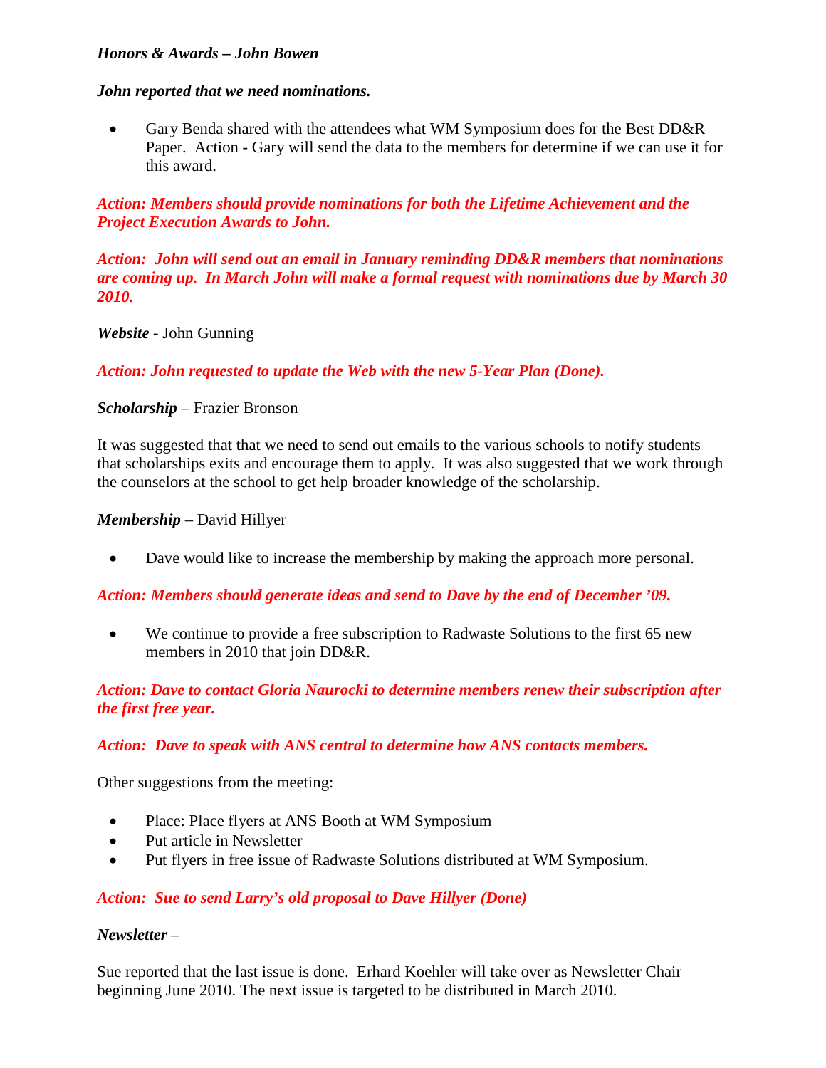***Honors & Awards – John Bowen***

***John reported that we need nominations.***

- Gary Benda shared with the attendees what WM Symposium does for the Best DD&R Paper. Action - Gary will send the data to the members for determine if we can use it for this award.

***Action: Members should provide nominations for both the Lifetime Achievement and the Project Execution Awards to John.***

***Action: John will send out an email in January reminding DD&R members that nominations are coming up. In March John will make a formal request with nominations due by March 30 2010.***

***Website*** - John Gunning

***Action: John requested to update the Web with the new 5-Year Plan (Done).***

***Scholarship*** – Frazier Bronson

It was suggested that that we need to send out emails to the various schools to notify students that scholarships exits and encourage them to apply. It was also suggested that we work through the counselors at the school to get help broader knowledge of the scholarship.

***Membership*** – David Hillyer

- Dave would like to increase the membership by making the approach more personal.

***Action: Members should generate ideas and send to Dave by the end of December '09.***

- We continue to provide a free subscription to Radwaste Solutions to the first 65 new members in 2010 that join DD&R.

***Action: Dave to contact Gloria Naurocki to determine members renew their subscription after the first free year.***

***Action: Dave to speak with ANS central to determine how ANS contacts members.***

Other suggestions from the meeting:

- Place: Place flyers at ANS Booth at WM Symposium
- Put article in Newsletter
- Put flyers in free issue of Radwaste Solutions distributed at WM Symposium.

***Action: Sue to send Larry's old proposal to Dave Hillyer (Done)***

***Newsletter*** –

Sue reported that the last issue is done. Erhard Koehler will take over as Newsletter Chair beginning June 2010. The next issue is targeted to be distributed in March 2010.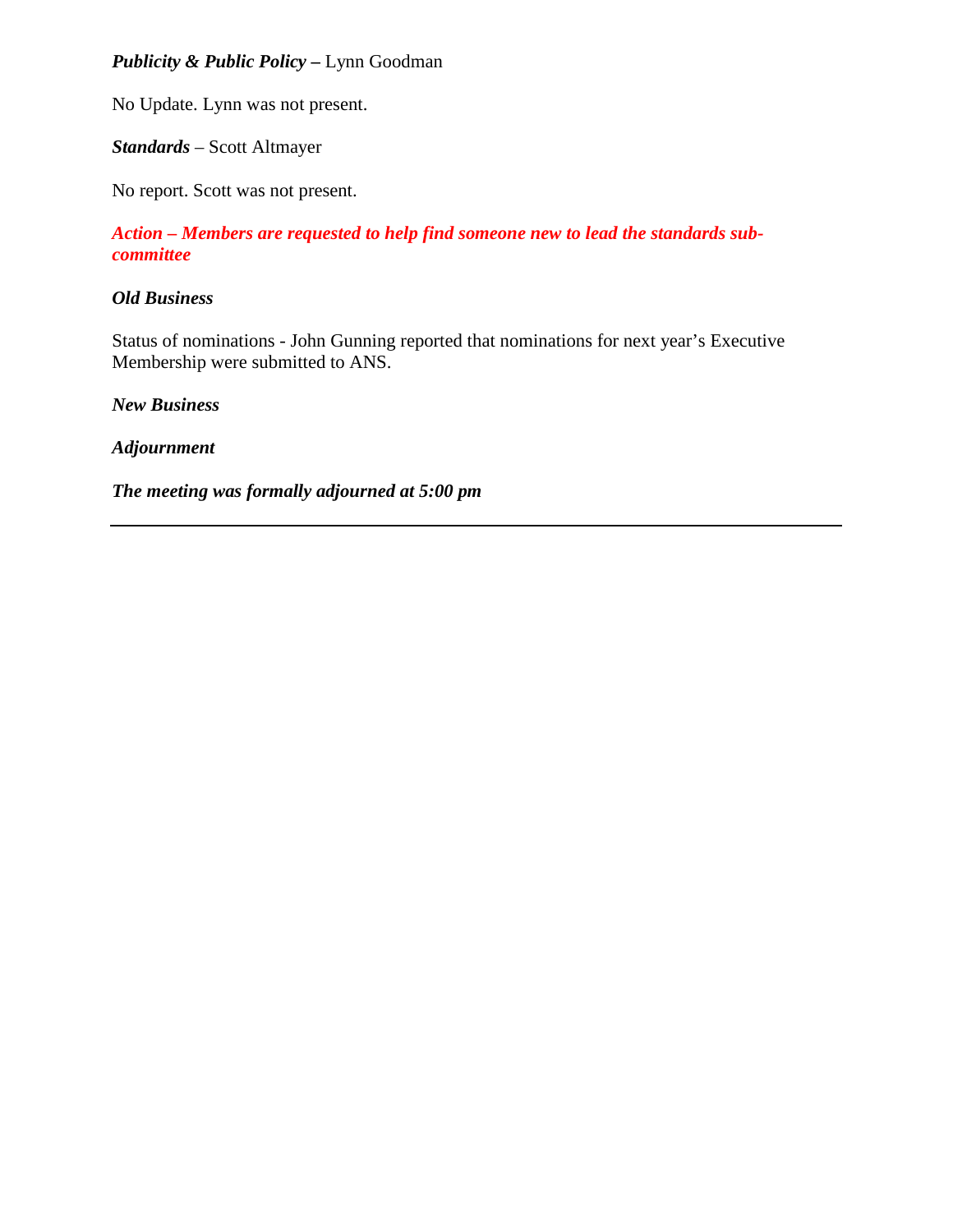***Publicity & Public Policy –*** Lynn Goodman

No Update. Lynn was not present.

***Standards*** – Scott Altmayer

No report. Scott was not present.

***Action – Members are requested to help find someone new to lead the standards sub-committee***

***Old Business***

Status of nominations - John Gunning reported that nominations for next year's Executive Membership were submitted to ANS.

***New Business***

***Adjournment***

***The meeting was formally adjourned at 5:00 pm***

---